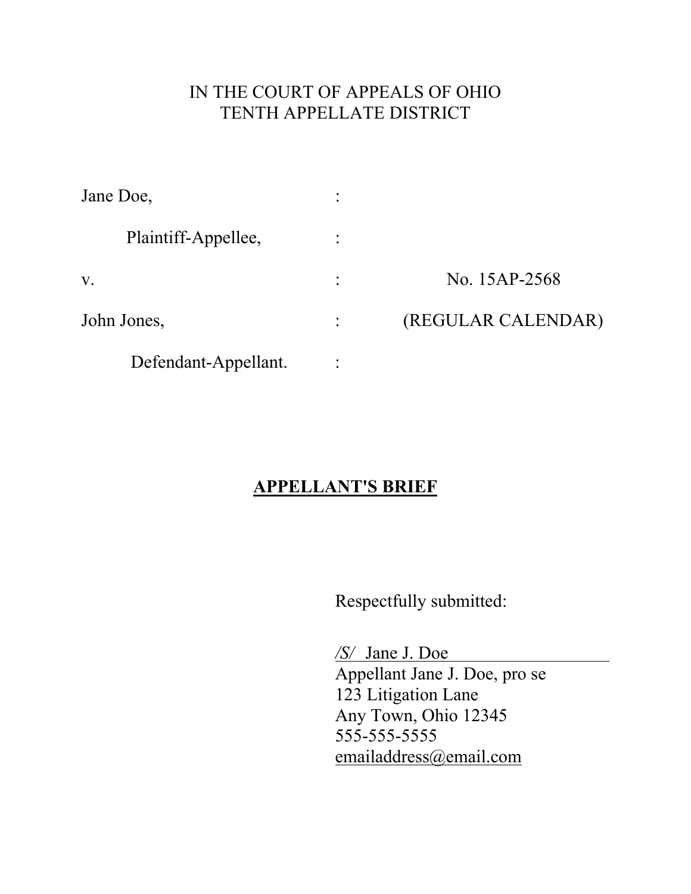IN THE COURT OF APPEALS OF OHIO
TENTH APPELLATE DISTRICT

| | | |
|---|---|---|
| Jane Doe, | : | |
| Plaintiff-Appellee, | : | |
| v. | : | No. 15AP-2568 |
| John Jones, | : | (REGULAR CALENDAR) |
| Defendant-Appellant. | : | |

# **APPELLANT'S BRIEF**

Respectfully submitted:

*/S/* Jane J. Doe
Appellant Jane J. Doe, pro se
123 Litigation Lane
Any Town, Ohio 12345
555-555-5555
emailaddress@email.com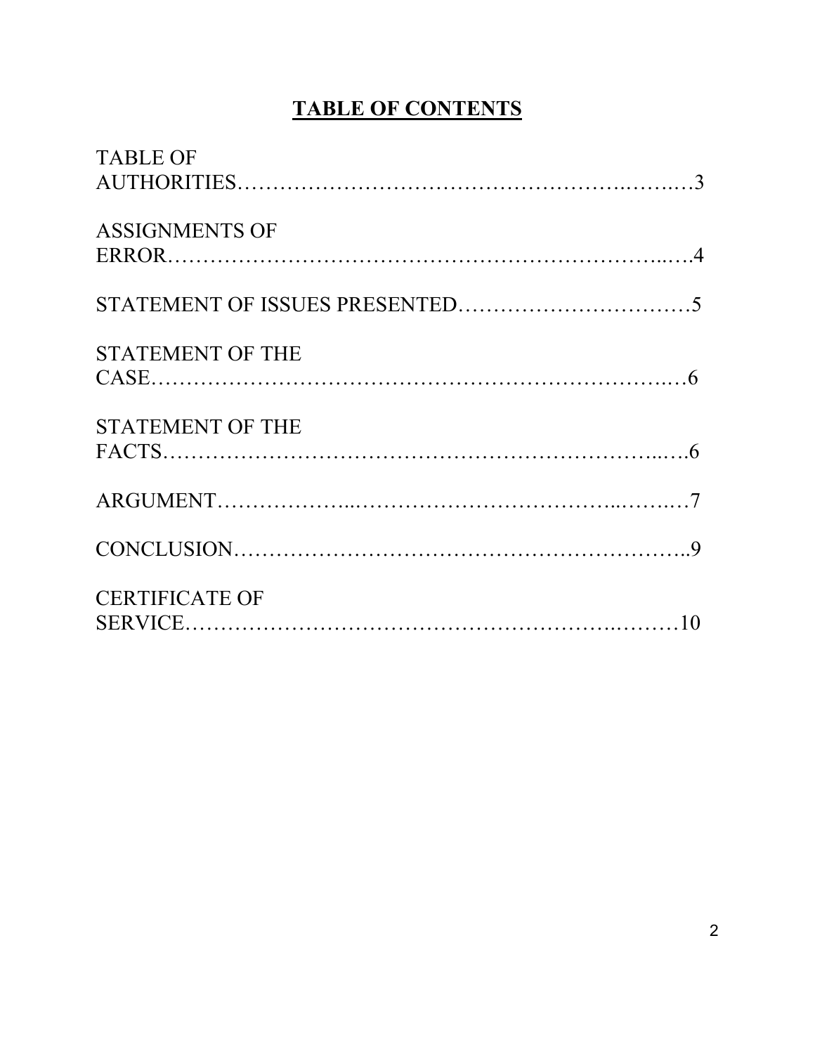# TABLE OF CONTENTS

TABLE OF AUTHORITIES……………………………………………..……..…3

ASSIGNMENTS OF ERROR………………………………………………………...…4

STATEMENT OF ISSUES PRESENTED……………………………5

STATEMENT OF THE CASE…………………………………………………………..…6

STATEMENT OF THE FACTS…………………………………………………...….6

ARGUMENT………………..……………………………...……..…7

CONCLUSION……………………………………………………………..9

CERTIFICATE OF SERVICE……………………………………………….………10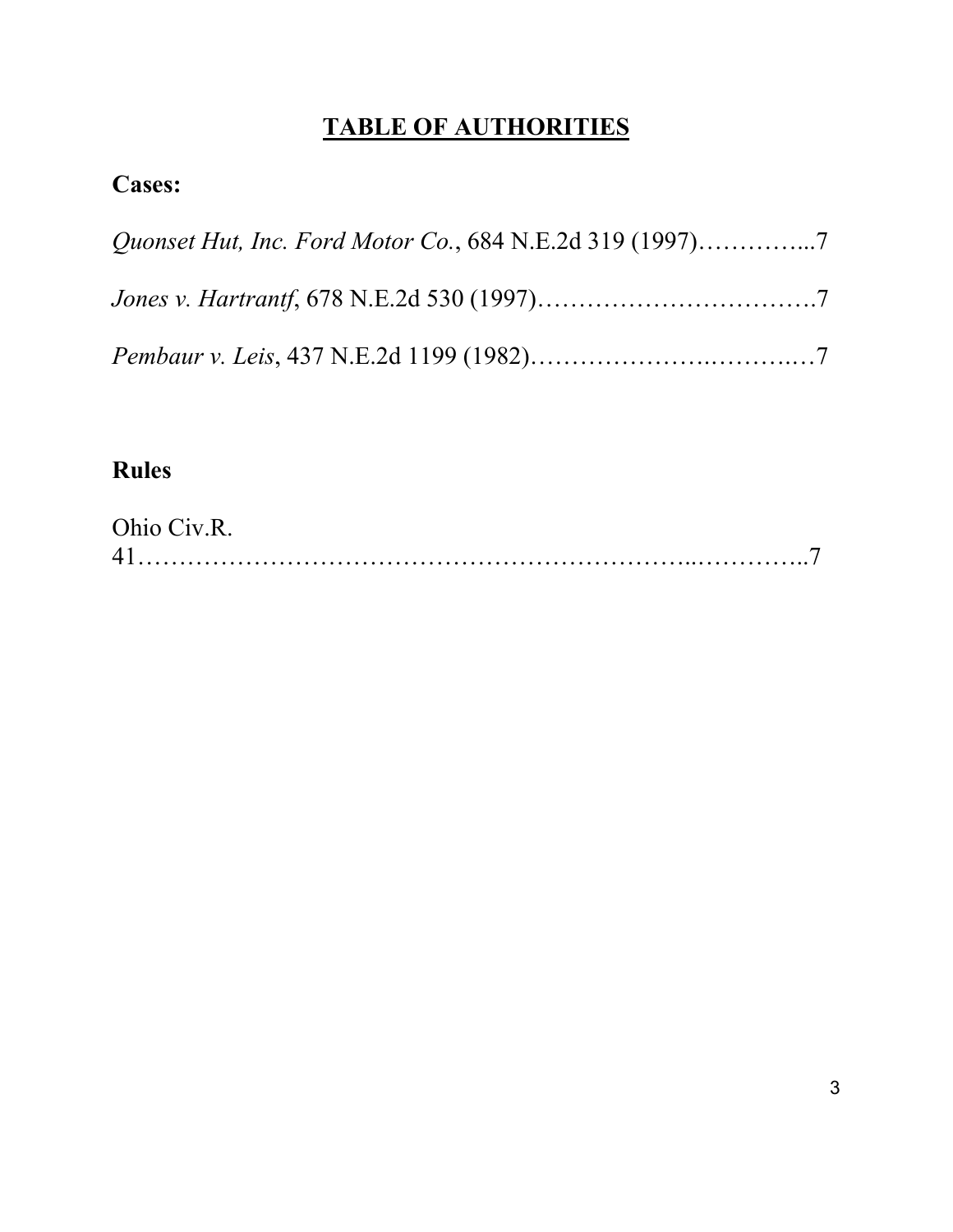# **TABLE OF AUTHORITIES**

## **Cases:**

*Quonset Hut, Inc. Ford Motor Co.*, 684 N.E.2d 319 (1997)…………...7

*Jones v. Hartrantf*, 678 N.E.2d 530 (1997)…………………………….7

*Pembaur v. Leis*, 437 N.E.2d 1199 (1982)……………….………..…7

## **Rules**

Ohio Civ.R. 41……………………………………………………...…………..7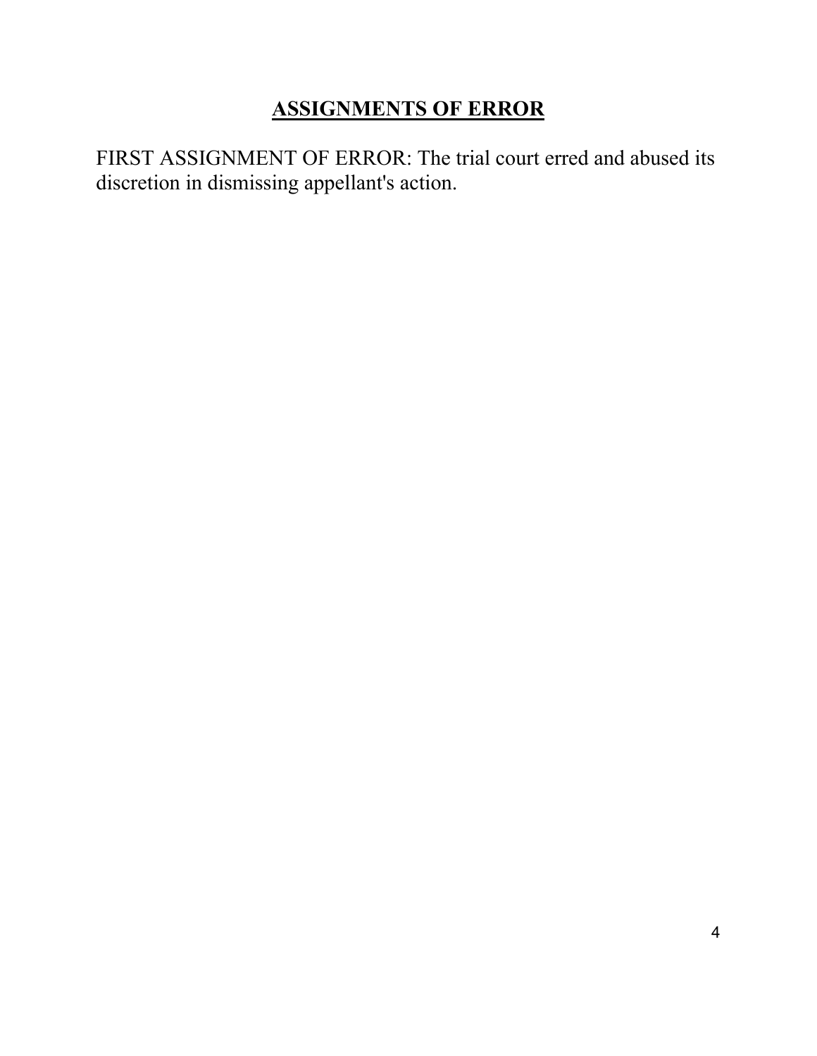## **ASSIGNMENTS OF ERROR**

FIRST ASSIGNMENT OF ERROR: The trial court erred and abused its discretion in dismissing appellant's action.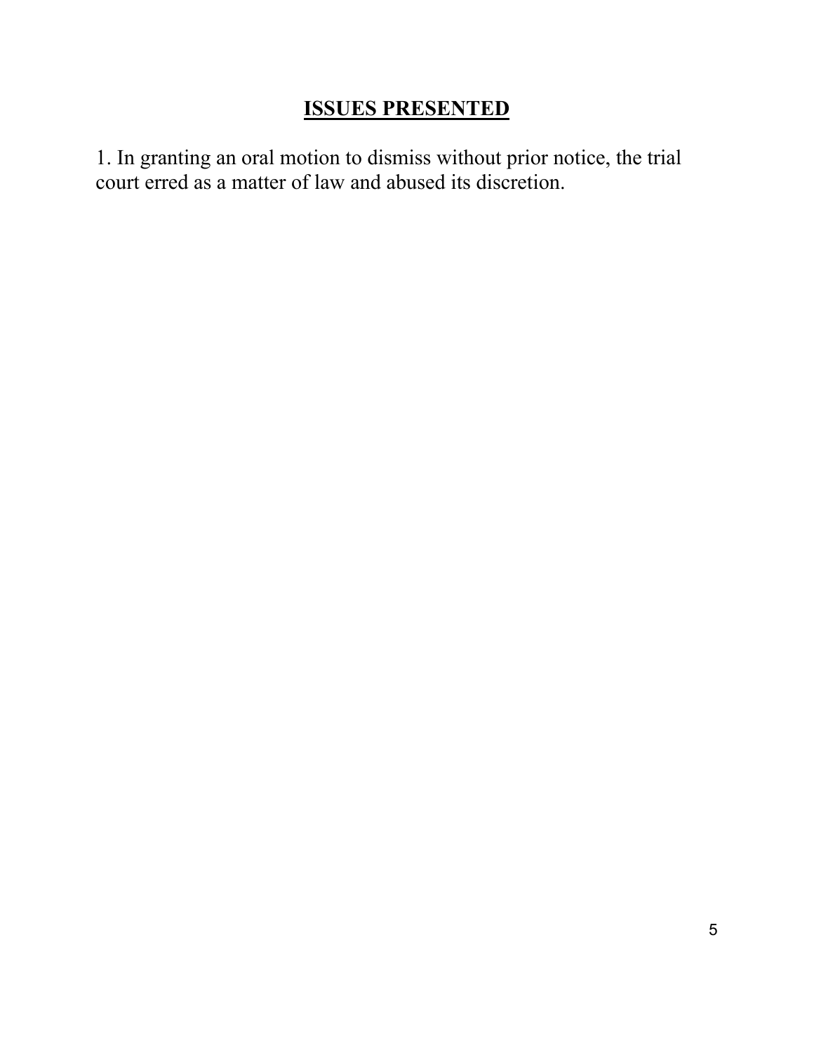## ISSUES PRESENTED

1. In granting an oral motion to dismiss without prior notice, the trial court erred as a matter of law and abused its discretion.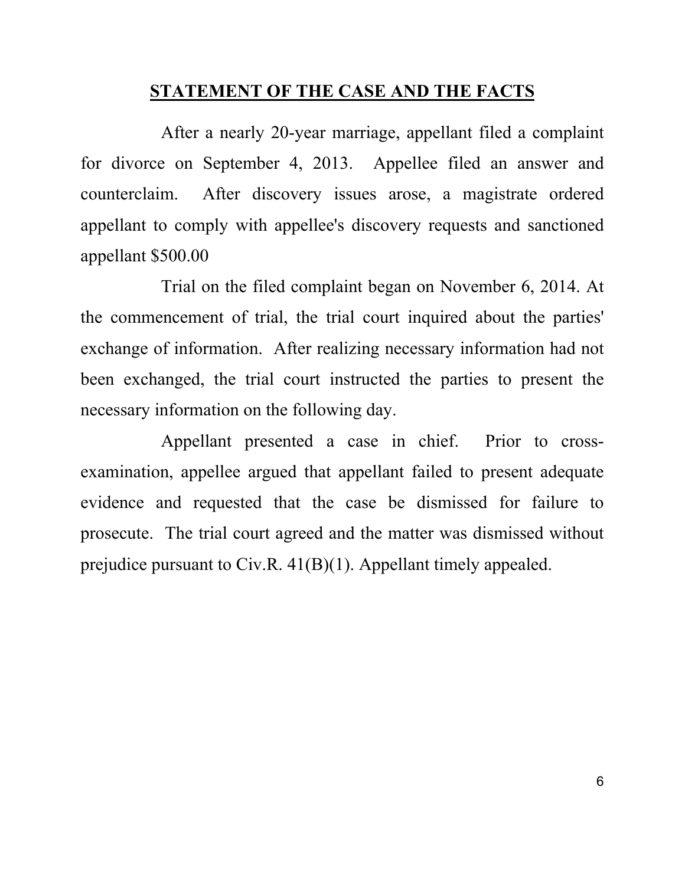## STATEMENT OF THE CASE AND THE FACTS

After a nearly 20-year marriage, appellant filed a complaint for divorce on September 4, 2013. Appellee filed an answer and counterclaim. After discovery issues arose, a magistrate ordered appellant to comply with appellee's discovery requests and sanctioned appellant $500.00

Trial on the filed complaint began on November 6, 2014. At the commencement of trial, the trial court inquired about the parties' exchange of information. After realizing necessary information had not been exchanged, the trial court instructed the parties to present the necessary information on the following day.

Appellant presented a case in chief. Prior to cross-examination, appellee argued that appellant failed to present adequate evidence and requested that the case be dismissed for failure to prosecute. The trial court agreed and the matter was dismissed without prejudice pursuant to Civ.R. 41(B)(1). Appellant timely appealed.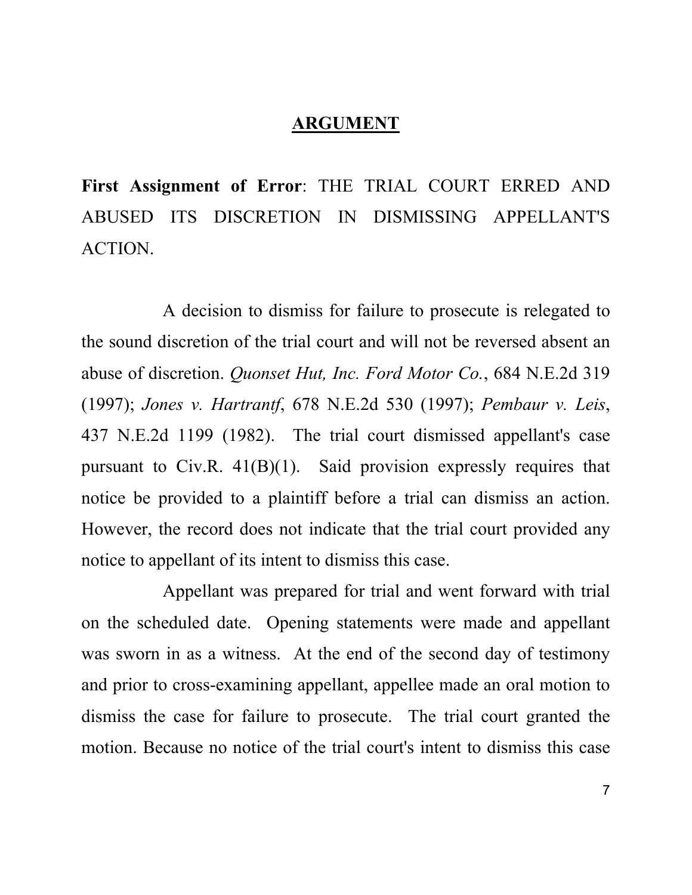# ARGUMENT

**First Assignment of Error**: THE TRIAL COURT ERRED AND ABUSED ITS DISCRETION IN DISMISSING APPELLANT'S ACTION.

A decision to dismiss for failure to prosecute is relegated to the sound discretion of the trial court and will not be reversed absent an abuse of discretion. *Quonset Hut, Inc. Ford Motor Co.*, 684 N.E.2d 319 (1997); *Jones v. Hartrantf*, 678 N.E.2d 530 (1997); *Pembaur v. Leis*, 437 N.E.2d 1199 (1982). The trial court dismissed appellant's case pursuant to Civ.R. 41(B)(1). Said provision expressly requires that notice be provided to a plaintiff before a trial can dismiss an action. However, the record does not indicate that the trial court provided any notice to appellant of its intent to dismiss this case.

Appellant was prepared for trial and went forward with trial on the scheduled date. Opening statements were made and appellant was sworn in as a witness. At the end of the second day of testimony and prior to cross-examining appellant, appellee made an oral motion to dismiss the case for failure to prosecute. The trial court granted the motion. Because no notice of the trial court's intent to dismiss this case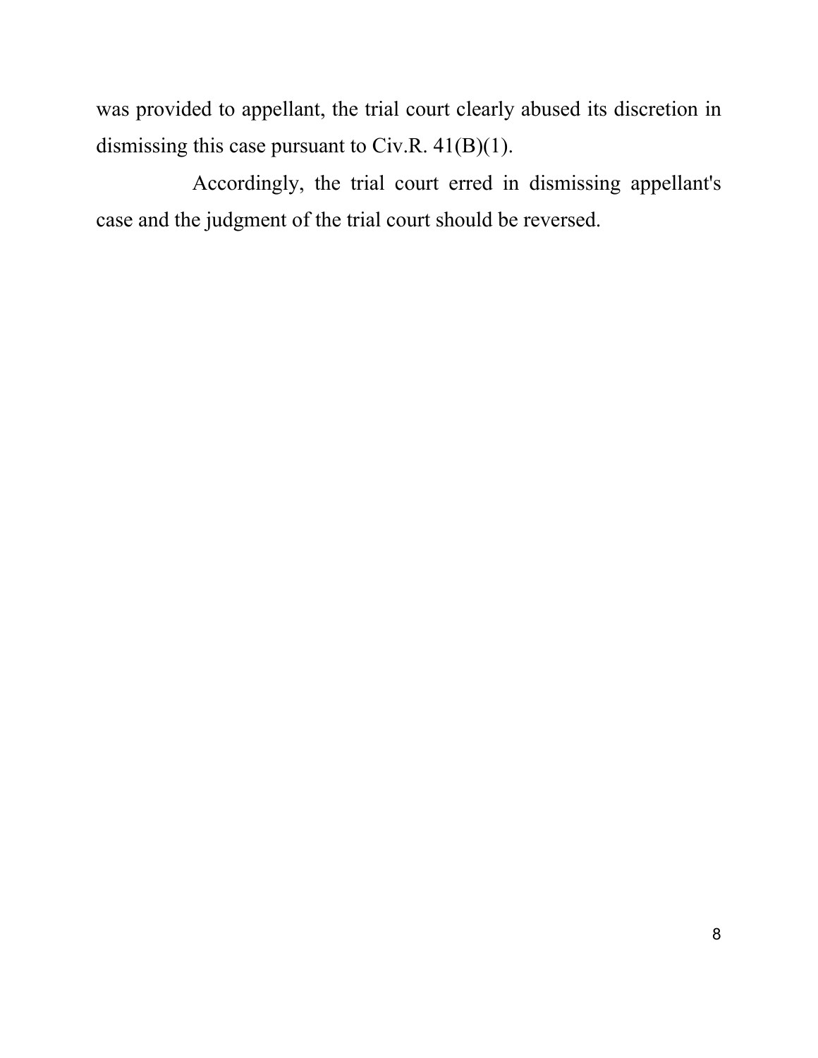was provided to appellant, the trial court clearly abused its discretion in dismissing this case pursuant to Civ.R. 41(B)(1).

Accordingly, the trial court erred in dismissing appellant's case and the judgment of the trial court should be reversed.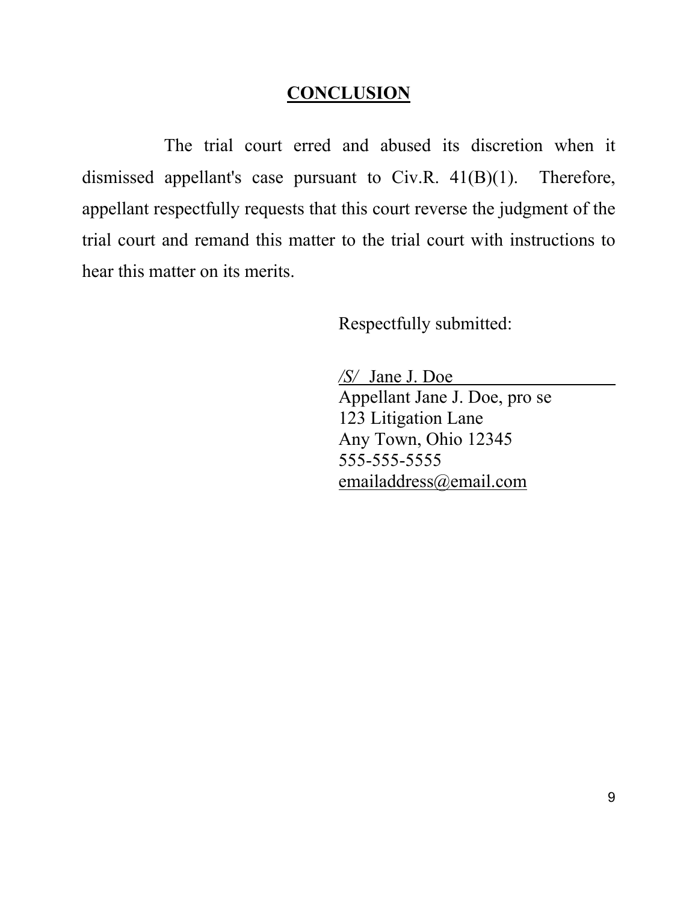## CONCLUSION

The trial court erred and abused its discretion when it dismissed appellant's case pursuant to Civ.R. 41(B)(1). Therefore, appellant respectfully requests that this court reverse the judgment of the trial court and remand this matter to the trial court with instructions to hear this matter on its merits.

Respectfully submitted:

*/S/* Jane J. Doe
Appellant Jane J. Doe, pro se
123 Litigation Lane
Any Town, Ohio 12345
555-555-5555
emailaddress@email.com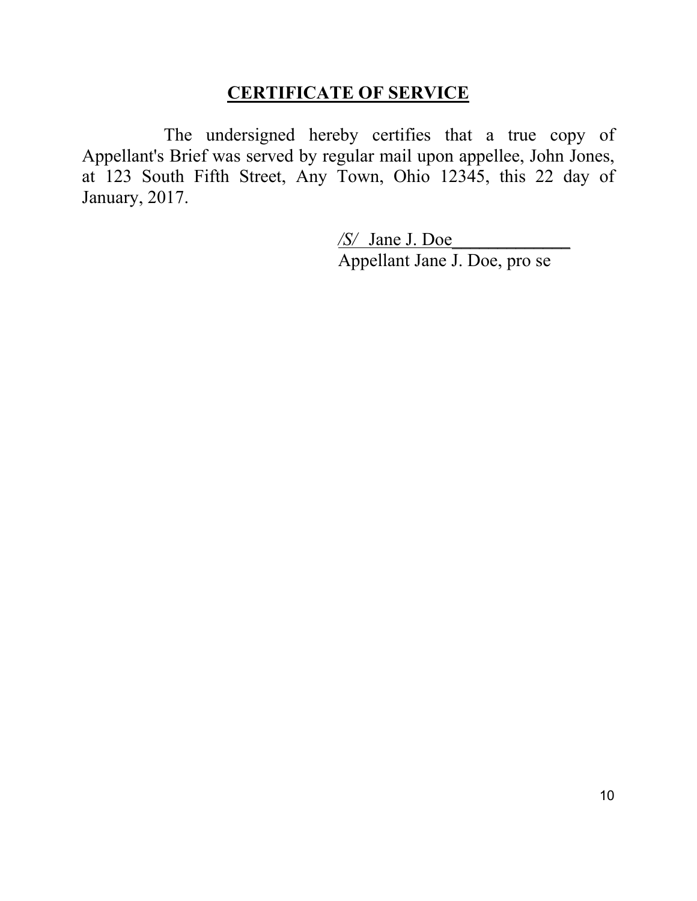## CERTIFICATE OF SERVICE

The undersigned hereby certifies that a true copy of Appellant's Brief was served by regular mail upon appellee, John Jones, at 123 South Fifth Street, Any Town, Ohio 12345, this 22 day of January, 2017.

/S/ Jane J. Doe_____________
Appellant Jane J. Doe, pro se